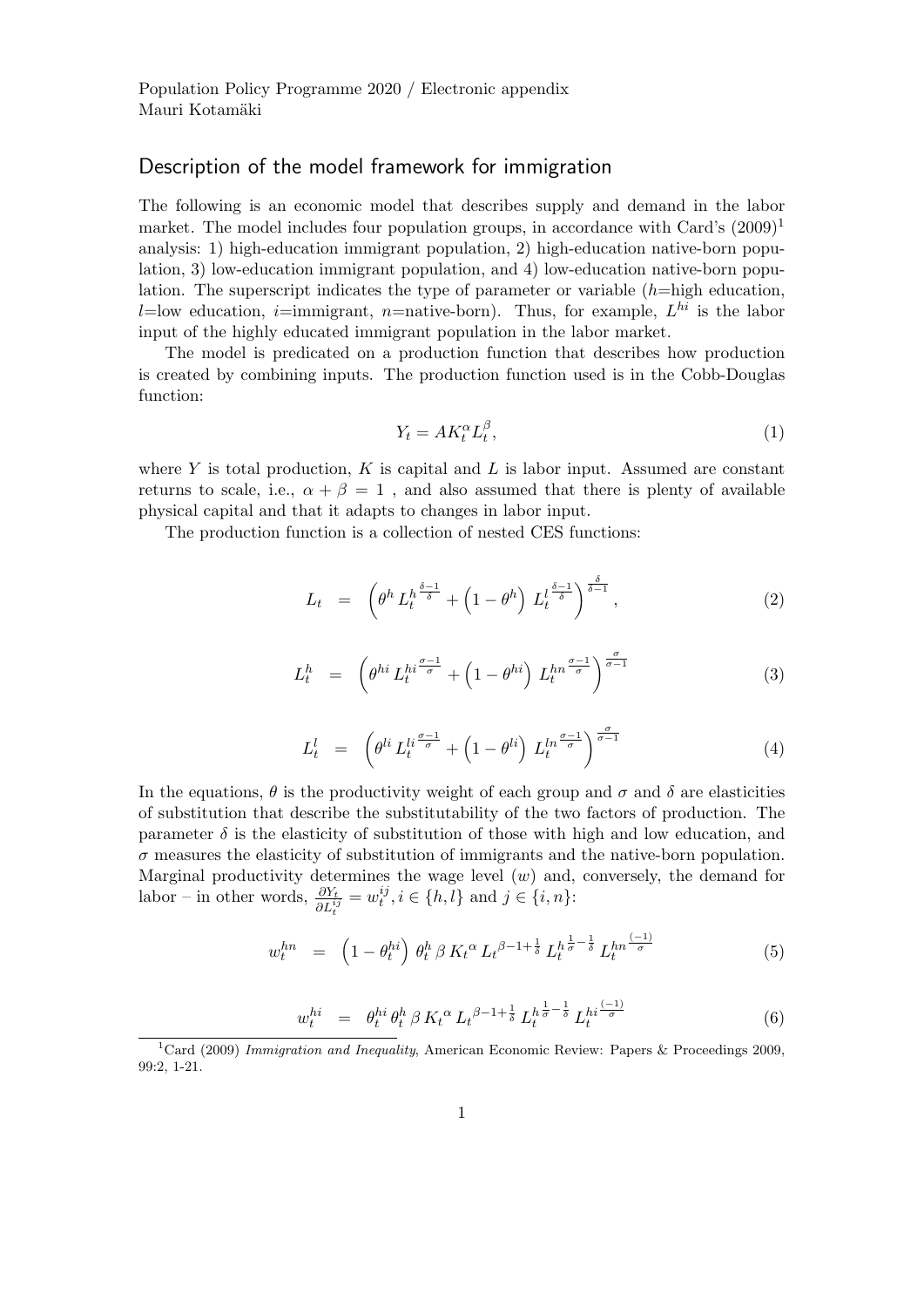Population Policy Programme 2020 / Electronic appendix
Mauri Kotamäki

## Description of the model framework for immigration

The following is an economic model that describes supply and demand in the labor market. The model includes four population groups, in accordance with Card's (2009)[1] analysis: 1) high-education immigrant population, 2) high-education native-born population, 3) low-education immigrant population, and 4) low-education native-born population. The superscript indicates the type of parameter or variable ($h$=high education, $l$=low education, $i$=immigrant, $n$=native-born). Thus, for example, $L^{hi}$ is the labor input of the highly educated immigrant population in the labor market.

The model is predicated on a production function that describes how production is created by combining inputs. The production function used is in the Cobb-Douglas function:

$$Y_t = AK_t^{\alpha}L_t^{\beta}, \tag{1}$$

where $Y$ is total production, $K$ is capital and $L$ is labor input. Assumed are constant returns to scale, i.e., $\alpha + \beta = 1$ , and also assumed that there is plenty of available physical capital and that it adapts to changes in labor input.

The production function is a collection of nested CES functions:

$$L_t = \left(\theta^h \, {L_t^h}^{\frac{\delta-1}{\delta}} + \left(1-\theta^h\right) \, {L_t^l}^{\frac{\delta-1}{\delta}}\right)^{\frac{\delta}{\delta-1}}, \tag{2}$$

$$L_t^h = \left(\theta^{hi} \, {L_t^{hi}}^{\frac{\sigma-1}{\sigma}} + \left(1-\theta^{hi}\right) \, {L_t^{hn}}^{\frac{\sigma-1}{\sigma}}\right)^{\frac{\sigma}{\sigma-1}} \tag{3}$$

$$L_t^l = \left(\theta^{li} \, {L_t^{li}}^{\frac{\sigma-1}{\sigma}} + \left(1-\theta^{li}\right) \, {L_t^{ln}}^{\frac{\sigma-1}{\sigma}}\right)^{\frac{\sigma}{\sigma-1}} \tag{4}$$

In the equations, $\theta$ is the productivity weight of each group and $\sigma$ and $\delta$ are elasticities of substitution that describe the substitutability of the two factors of production. The parameter $\delta$ is the elasticity of substitution of those with high and low education, and $\sigma$ measures the elasticity of substitution of immigrants and the native-born population. Marginal productivity determines the wage level ($w$) and, conversely, the demand for labor – in other words, $\frac{\partial Y_t}{\partial L_t^{ij}} = w_t^{ij}, i \in \{h, l\}$ and $j \in \{i, n\}$:

$$w_t^{hn} = \left(1-\theta_t^{hi}\right) \, \theta_t^h \, \beta \, K_t{}^{\alpha} \, L_t{}^{\beta-1+\frac{1}{\delta}} \, {L_t^h}^{\frac{1}{\sigma}-\frac{1}{\delta}} \, {L_t^{hn}}^{\frac{(-1)}{\sigma}} \tag{5}$$

$$w_t^{hi} = \theta_t^{hi} \, \theta_t^h \, \beta \, K_t{}^{\alpha} \, L_t{}^{\beta-1+\frac{1}{\delta}} \, {L_t^h}^{\frac{1}{\sigma}-\frac{1}{\delta}} \, {L_t^{hi}}^{\frac{(-1)}{\sigma}} \tag{6}$$

[1] Card (2009) *Immigration and Inequality*, American Economic Review: Papers & Proceedings 2009, 99:2, 1-21.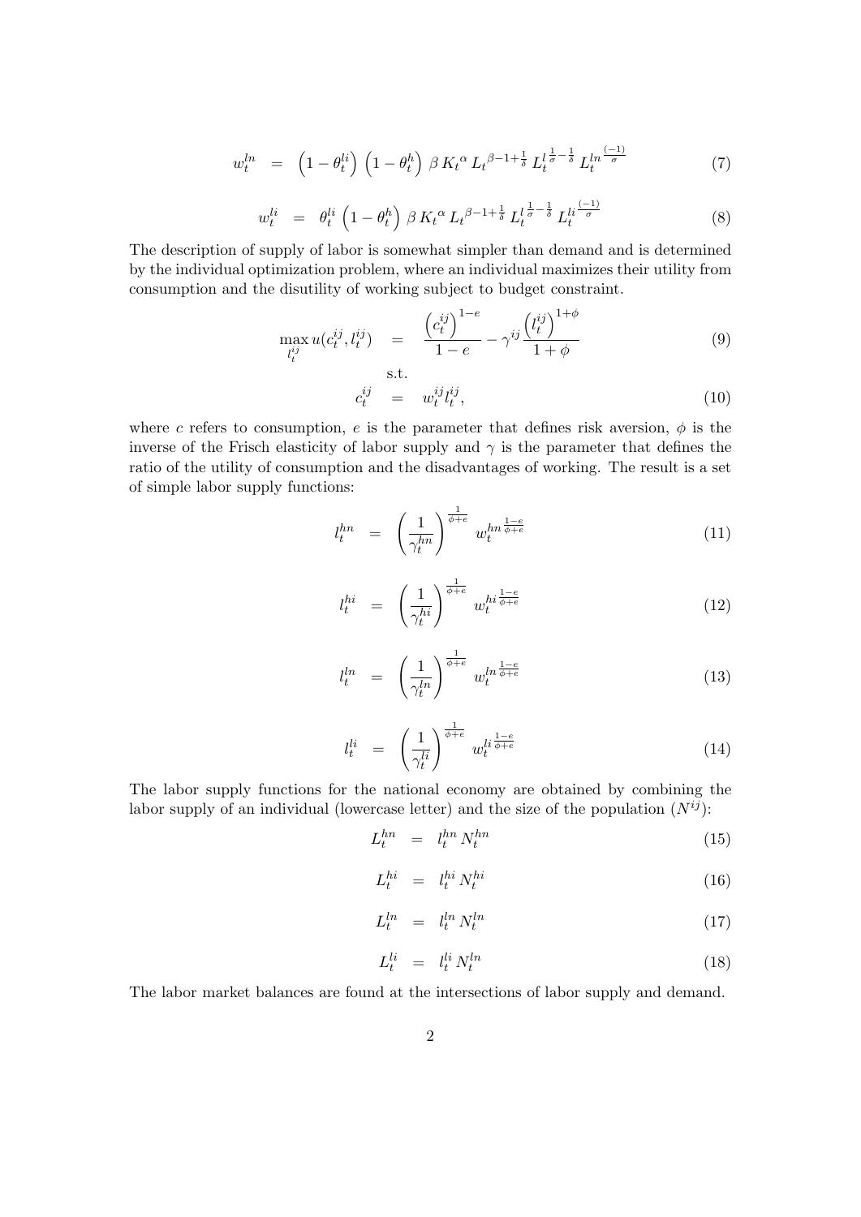$$
w_t^{ln} = \left(1 - \theta_t^{li}\right) \left(1 - \theta_t^{h}\right) \beta \, K_t{}^{\alpha} \, L_t{}^{\beta - 1 + \frac{1}{\delta}} \, L_t^{l}{}^{\frac{1}{\sigma} - \frac{1}{\delta}} \, L_t^{ln}{}^{\frac{(-1)}{\sigma}} \tag{7}
$$

$$
w_t^{li} = \theta_t^{li} \left(1 - \theta_t^{h}\right) \beta \, K_t{}^{\alpha} \, L_t{}^{\beta - 1 + \frac{1}{\delta}} \, L_t^{l}{}^{\frac{1}{\sigma} - \frac{1}{\delta}} \, L_t^{li}{}^{\frac{(-1)}{\sigma}} \tag{8}
$$

The description of supply of labor is somewhat simpler than demand and is determined by the individual optimization problem, where an individual maximizes their utility from consumption and the disutility of working subject to budget constraint.

$$
\max_{l_t^{ij}} u(c_t^{ij}, l_t^{ij}) = \frac{\left(c_t^{ij}\right)^{1-e}}{1-e} - \gamma^{ij} \frac{\left(l_t^{ij}\right)^{1+\phi}}{1+\phi} \tag{9}
$$

$$
\text{s.t.}
$$

$$
c_t^{ij} = w_t^{ij} l_t^{ij}, \tag{10}
$$

where $c$ refers to consumption, $e$ is the parameter that defines risk aversion, $\phi$ is the inverse of the Frisch elasticity of labor supply and $\gamma$ is the parameter that defines the ratio of the utility of consumption and the disadvantages of working. The result is a set of simple labor supply functions:

$$
l_t^{hn} = \left(\frac{1}{\gamma_t^{hn}}\right)^{\frac{1}{\phi+e}} \, w_t^{hn}{}^{\frac{1-e}{\phi+e}} \tag{11}
$$

$$
l_t^{hi} = \left(\frac{1}{\gamma_t^{hi}}\right)^{\frac{1}{\phi+e}} \, w_t^{hi}{}^{\frac{1-e}{\phi+e}} \tag{12}
$$

$$
l_t^{ln} = \left(\frac{1}{\gamma_t^{ln}}\right)^{\frac{1}{\phi+e}} \, w_t^{ln}{}^{\frac{1-e}{\phi+e}} \tag{13}
$$

$$
l_t^{li} = \left(\frac{1}{\gamma_t^{li}}\right)^{\frac{1}{\phi+e}} \, w_t^{li}{}^{\frac{1-e}{\phi+e}} \tag{14}
$$

The labor supply functions for the national economy are obtained by combining the labor supply of an individual (lowercase letter) and the size of the population ($N^{ij}$):

$$
L_t^{hn} = l_t^{hn} \, N_t^{hn} \tag{15}
$$

$$
L_t^{hi} = l_t^{hi} \, N_t^{hi} \tag{16}
$$

$$
L_t^{ln} = l_t^{ln} \, N_t^{ln} \tag{17}
$$

$$
L_t^{li} = l_t^{li} \, N_t^{ln} \tag{18}
$$

The labor market balances are found at the intersections of labor supply and demand.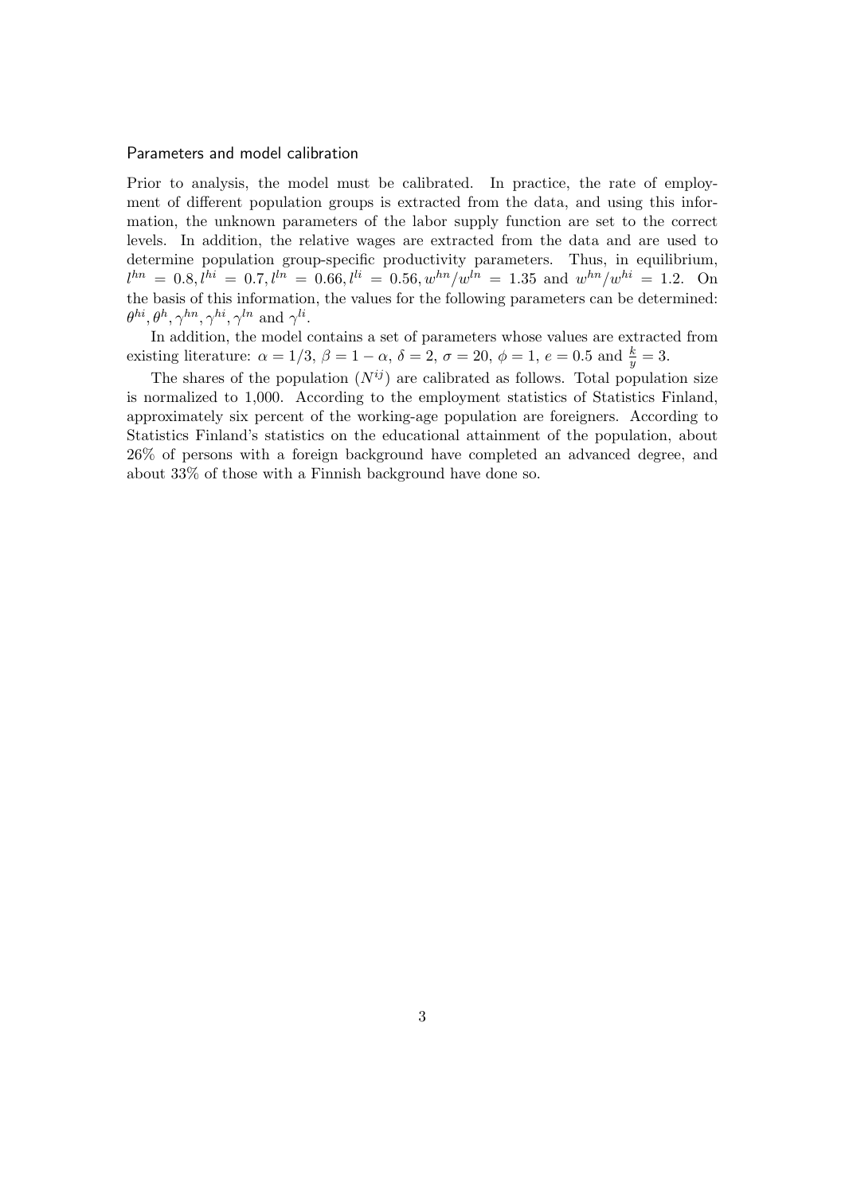### Parameters and model calibration

Prior to analysis, the model must be calibrated. In practice, the rate of employment of different population groups is extracted from the data, and using this information, the unknown parameters of the labor supply function are set to the correct levels. In addition, the relative wages are extracted from the data and are used to determine population group-specific productivity parameters. Thus, in equilibrium, $l^{hn} = 0.8, l^{hi} = 0.7, l^{ln} = 0.66, l^{li} = 0.56, w^{hn}/w^{ln} = 1.35$ and $w^{hn}/w^{hi} = 1.2$. On the basis of this information, the values for the following parameters can be determined: $\theta^{hi}, \theta^{h}, \gamma^{hn}, \gamma^{hi}, \gamma^{ln}$ and $\gamma^{li}$.

In addition, the model contains a set of parameters whose values are extracted from existing literature: $\alpha = 1/3$, $\beta = 1 - \alpha$, $\delta = 2$, $\sigma = 20$, $\phi = 1$, $e = 0.5$ and $\frac{k}{y} = 3$.

The shares of the population ($N^{ij}$) are calibrated as follows. Total population size is normalized to 1,000. According to the employment statistics of Statistics Finland, approximately six percent of the working-age population are foreigners. According to Statistics Finland's statistics on the educational attainment of the population, about 26% of persons with a foreign background have completed an advanced degree, and about 33% of those with a Finnish background have done so.